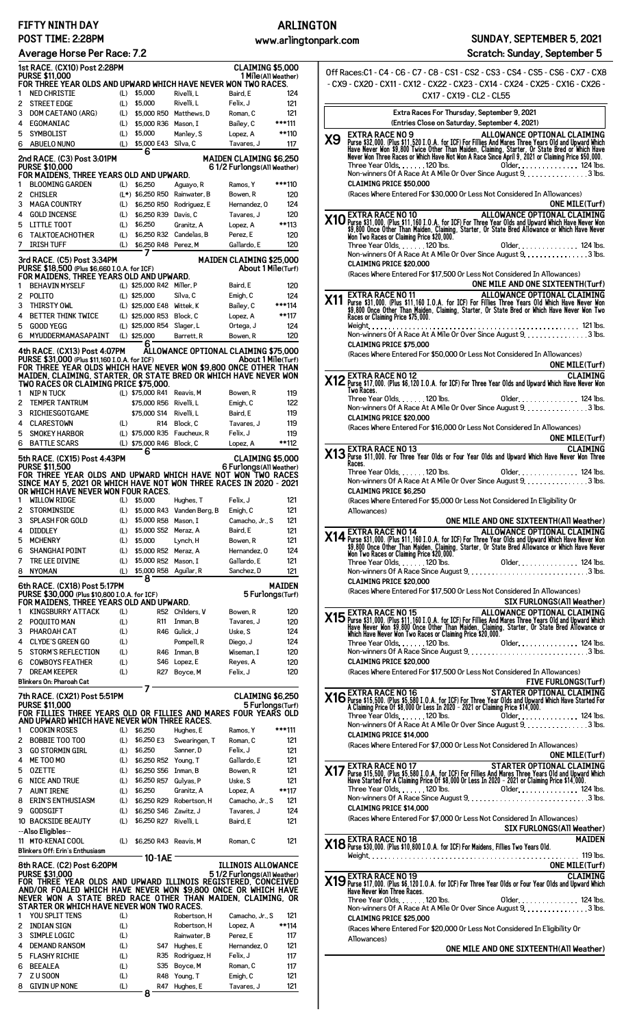# FIFTY NINTH DAY — ARLINGTON — SUNDAY, SEPTEMBER 5, 2021

**POST TIME: 2:28PM** www.arlingtonpark.com **Scratch: Sunday, September 5**

**Average Horse Per Race: 7.2**

## 1st RACE. (CX10) Post 2:28PM — CLAIMING $5,000

**PURSE $11,000** — 1 Mile(All Weather)

FOR THREE YEAR OLDS AND UPWARD WHICH HAVE NEVER WON TWO RACES.

| # | Horse | | Claim | Trainer | Jockey | Wt |
|---|---|---|---|---|---|---|
| 1 | NED CHRISTIE | (L) | $5,000 | Rivelli, L | Baird, E | 124 |
| 2 | STREET EDGE | (L) | $5,000 | Rivelli, L | Felix, J | 121 |
| 3 | DOM CAETANO (ARG) | (L) | $5,000 R50 | Matthews, D | Roman, C | 121 |
| 4 | EGMONT AVENUE | (L) | $5,000 R36 | Mason, I | Bailey, C | ***111 |
| 5 | SYMBOLIST | (L) | $5,000 | Manley, S | Lopez, A | **110 |
| 6 | ABUELO NUNO | (L) | $5,000 E43 | Silva, C | Tavares, J | 117 |

6

## 2nd RACE. (C3) Post 3:01PM — MAIDEN CLAIMING $6,250

**PURSE $10,000** — 6 1/2 Furlongs(All Weather)

FOR MAIDENS, THREE YEARS OLD AND UPWARD.

| # | Horse | | Claim | Trainer | Jockey | Wt |
|---|---|---|---|---|---|---|
| 1 | BLOOMING GARDEN | (L) | $6,250 | Aguayo, R | Ramos, Y | ***110 |
| 2 | CHISLER | (L*) | $6,250 R50 | Rainwater, B | Bowen, R | 120 |
| 3 | MAGA COUNTRY | (L) | $6,250 R50 | Rodriguez, E | Hernandez, O | 124 |
| 4 | GOLD INCENSE | (L) | $6,250 R39 | Davis, C | Tavares, J | 120 |
| 5 | LITTLE TOOT | (L) | $6,250 | Granitz, A | Lopez, A | **113 |
| 6 | TALKTOEACHOTHER | (L) | $6,250 R32 | Candelas, B | Perez, E | 120 |
| 7 | IRISH TUFF | (L) | $6,250 R48 | Perez, M | Gallardo, E | 120 |

7

## 3rd RACE. (C5) Post 3:34PM — MAIDEN CLAIMING $25,000

**PURSE $18,500** (Plus $6,660 I.O.A. for ICF) — About 1 Mile(Turf)

FOR MAIDENS, THREE YEARS OLD AND UPWARD.

| # | Horse | | Claim | Trainer | Jockey | Wt |
|---|---|---|---|---|---|---|
| 1 | BEHAVIN MYSELF | (L) | $25,000 R42 | Miller, P | Baird, E | 120 |
| 2 | POLITO | (L) | $25,000 | Silva, C | Emigh, C | 124 |
| 3 | THIRSTY OWL | (L) | $25,000 E48 | Wittek, K | Bailey, C | ***114 |
| 4 | BETTER THINK TWICE | (L) | $25,000 R53 | Block, C | Lopez, A | **117 |
| 5 | GOOD YEGG | (L) | $25,000 R54 | Slager, L | Ortega, J | 124 |
| 6 | MYUDDERMAMASAPAINT | (L) | $25,000 | Barrett, R | Bowen, R | 120 |

6

## 4th RACE. (CX13) Post 4:07PM — ALLOWANCE OPTIONAL CLAIMING $75,000

**PURSE $31,000** (Plus $11,160 I.O.A. for ICF) — About 1 Mile(Turf)

FOR THREE YEAR OLDS WHICH HAVE NEVER WON $9,800 ONCE OTHER THAN MAIDEN, CLAIMING, STARTER, OR STATE BRED OR WHICH HAVE NEVER WON TWO RACES OR CLAIMING PRICE $75,000.

| # | Horse | | Claim | Trainer | Jockey | Wt |
|---|---|---|---|---|---|---|
| 1 | NIP N TUCK | (L) | $75,000 R41 | Reavis, M | Bowen, R | 119 |
| 2 | TEMPER TANTRUM | | $75,000 R56 | Rivelli, L | Emigh, C | 122 |
| 3 | RICHIESGOTGAME | | $75,000 S14 | Rivelli, L | Baird, E | 119 |
| 4 | CLARESTOWN | (L) | R14 | Block, C | Tavares, J | 119 |
| 5 | SMOKEY HARBOR | (L) | $75,000 R35 | Faucheux, R | Felix, J | 119 |
| 6 | BATTLE SCARS | (L) | $75,000 R46 | Block, C | Lopez, A | **112 |

6

## 5th RACE. (CX15) Post 4:43PM — CLAIMING $5,000

**PURSE $11,500** — 6 Furlongs(All Weather)

FOR THREE YEAR OLDS AND UPWARD WHICH HAVE NOT WON TWO RACES SINCE MAY 5, 2021 OR WHICH HAVE NOT WON THREE RACES IN 2020 - 2021 OR WHICH HAVE NEVER WON FOUR RACES.

| # | Horse | | Claim | Trainer | Jockey | Wt |
|---|---|---|---|---|---|---|
| 1 | WILLOW RIDGE | (L) | $5,000 | Hughes, T | Felix, J | 121 |
| 2 | STORMINSIDE | (L) | $5,000 R43 | Vanden Berg, B | Emigh, C | 121 |
| 3 | SPLASH FOR GOLD | (L) | $5,000 R58 | Mason, I | Camacho, Jr., S | 121 |
| 4 | DIDDLEY | (L) | $5,000 S52 | Meraz, A | Baird, E | 121 |
| 5 | MCHENRY | (L) | $5,000 | Lynch, H | Bowen, R | 121 |
| 6 | SHANGHAI POINT | (L) | $5,000 R52 | Meraz, A | Hernandez, O | 124 |
| 7 | TRE LEE DIVINE | (L) | $5,000 R52 | Mason, I | Gallardo, E | 121 |
| 8 | NYOMAN | (L) | $5,000 R58 | Aguilar, R | Sanchez, D | 121 |

8

## 6th RACE. (CX16) Post 5:17PM — MAIDEN

**PURSE $30,000** (Plus $10,800 I.O.A. for ICF) — 5 Furlongs(Turf)

FOR MAIDENS, THREE YEARS OLD AND UPWARD.

| # | Horse | | Claim | Trainer | Jockey | Wt |
|---|---|---|---|---|---|---|
| 1 | KINGSBURRY ATTACK | (L) | R52 | Childers, V | Bowen, R | 120 |
| 2 | POQUITO MAN | (L) | R11 | Inman, B | Tavares, J | 120 |
| 3 | PHAROAH CAT | (L) | R46 | Gulick, J | Uske, S | 124 |
| 4 | CLYDE'S GREEN GO | (L) | | Pompell, R | Diego, J | 124 |
| 5 | STORM'S REFLECTION | (L) | R46 | Inman, B | Wiseman, I | 120 |
| 6 | COWBOYS FEATHER | (L) | S46 | Lopez, E | Reyes, A | 120 |
| 7 | DREAM KEEPER | (L) | R27 | Boyce, M | Felix, J | 120 |

Blinkers On: Pharoah Cat

7

## 7th RACE. (CX21) Post 5:51PM — CLAIMING $6,250

**PURSE $11,000** — 5 Furlongs(Turf)

FOR FILLIES THREE YEARS OLD OR FILLIES AND MARES FOUR YEARS OLD AND UPWARD WHICH HAVE NEVER WON THREE RACES.

| # | Horse | | Claim | Trainer | Jockey | Wt |
|---|---|---|---|---|---|---|
| 1 | COOKIN ROSES | (L) | $6,250 | Hughes, E | Ramos, Y | ***111 |
| 2 | BOBBIE TOO TOO | (L) | $6,250 E3 | Swearingen, T | Roman, C | 121 |
| 3 | GO STORMIN GIRL | (L) | $6,250 | Sanner, D | Felix, J | 121 |
| 4 | ME TOO MO | (L) | $6,250 R52 | Young, T | Gallardo, E | 121 |
| 5 | OZETTE | (L) | $6,250 S56 | Inman, B | Bowen, R | 121 |
| 6 | NICE AND TRUE | (L) | $6,250 R57 | Gulyas, P | Uske, S | 121 |
| 7 | AUNT IRENE | (L) | $6,250 | Granitz, A | Lopez, A | **117 |
| 8 | ERIN'S ENTHUSIASM | (L) | $6,250 R29 | Robertson, H | Camacho, Jr., S | 121 |
| 9 | GODSGIFT | (L) | $6,250 S46 | Zawitz, J | Tavares, J | 124 |
| 10 | BACKSIDE BEAUTY | (L) | $6,250 R27 | Rivelli, L | Baird, E | 121 |
| | --Also Eligibles-- | | | | | |
| 11 | MTO-KENAI COOL | (L) | $6,250 R43 | Reavis, M | Roman, C | 121 |

Blinkers Off: Erin's Enthusiasm

10-1AE

## 8th RACE. (C2) Post 6:20PM — ILLINOIS ALLOWANCE

**PURSE $31,000** — 5 1/2 Furlongs(All Weather)

FOR THREE YEAR OLDS AND UPWARD ILLINOIS REGISTERED, CONCEIVED AND/OR FOALED WHICH HAVE NEVER WON $9,800 ONCE OR WHICH HAVE NEVER WON A STATE BRED RACE OTHER THAN MAIDEN, CLAIMING, OR STARTER OR WHICH HAVE NEVER WON TWO RACES.

| # | Horse | | Claim | Trainer | Jockey | Wt |
|---|---|---|---|---|---|---|
| 1 | YOU SPLIT TENS | (L) | | Robertson, H | Camacho, Jr., S | 121 |
| 2 | INDIAN SIGN | (L) | | Robertson, H | Lopez, A | **114 |
| 3 | SIMPLE LOGIC | (L) | | Rainwater, B | Perez, E | 117 |
| 4 | DEMAND RANSOM | (L) | S47 | Hughes, E | Hernandez, O | 121 |
| 5 | FLASHY RICHIE | (L) | R35 | Rodriguez, H | Felix, J | 117 |
| 6 | BEEALEA | (L) | S35 | Boyce, M | Roman, C | 117 |
| 7 | Z U SOON | (L) | R48 | Young, T | Emigh, C | 121 |
| 8 | GIVIN UP NONE | (L) | R47 | Hughes, E | Tavares, J | 121 |

8

---

Off Races:C1 - C4 - C6 - C7 - C8 - CS1 - CS2 - CS3 - CS4 - CS5 - CS6 - CX7 - CX8 - CX9 - CX20 - CX11 - CX12 - CX22 - CX23 - CX14 - CX24 - CX25 - CX16 - CX26 - CX17 - CX19 - CL2 - CL55

**Extra Races For Thursday, September 9, 2021**

**(Entries Close on Saturday, September 4, 2021)**

### X9 EXTRA RACE NO 9 — ALLOWANCE OPTIONAL CLAIMING

Purse $32,000. (Plus $11,520 I.O.A. for ICF) For Fillies And Mares Three Years Old and Upward Which Have Never Won $9,800 Twice Other Than Maiden, Claiming, Starter, Or State Bred or Which Have Never Won Three Races or Which Have Not Won A Race Since April 9, 2021 or Claiming Price $50,000.

Three Year Olds. . . . . . .120 lbs. Older. . . . . . . . . . . . . . . 124 lbs.

Non-winners Of A Race At A Mile Or Over Since August 9. . . . . . . . . . . . . . . .3 lbs.

CLAIMING PRICE $50,000

(Races Where Entered For $30,000 Or Less Not Considered In Allowances)

**ONE MILE(Turf)**

### X10 EXTRA RACE NO 10 — ALLOWANCE OPTIONAL CLAIMING

Purse $31,000. (Plus $11,160 I.O.A. for ICF) For Three Year Olds and Upward Which Have Never Won $9,800 Once Other Than Maiden, Claiming, Starter, Or State Bred Allowance or Which Have Never Won Two Races or Claiming Price $20,000.

Three Year Olds. . . . . . .120 lbs. Older. . . . . . . . . . . . . . . 124 lbs.

Non-winners Of A Race At A Mile Or Over Since August 9. . . . . . . . . . . . . . . .3 lbs.

CLAIMING PRICE $20,000

(Races Where Entered For $17,500 Or Less Not Considered In Allowances)

**ONE MILE AND ONE SIXTEENTH(Turf)**

### X11 EXTRA RACE NO 11 — ALLOWANCE OPTIONAL CLAIMING

Purse $31,000. (Plus $11,160 I.O.A. for ICF) For Fillies Three Years Old Which Have Never Won $9,800 Once Other Than Maiden, Claiming, Starter, Or State Bred or Which Have Never Won Two Races or Claiming Price $75,000.

Weight. . . . . . . . . . . . . . . . . . . . . . . . . . . . . . . . . . . . . . . . . . . . . . . . . 121 lbs.

Non-winners Of A Race At A Mile Or Over Since August 9. . . . . . . . . . . . . . . .3 lbs.

CLAIMING PRICE $75,000

(Races Where Entered For $50,000 Or Less Not Considered In Allowances)

**ONE MILE(Turf)**

### X12 EXTRA RACE NO 12 — CLAIMING

Purse $17,000. (Plus $6,120 I.O.A. for ICF) For Three Year Olds and Upward Which Have Never Won Two Races.

Three Year Olds. . . . . . .120 lbs. Older. . . . . . . . . . . . . . . 124 lbs.

Non-winners Of A Race At A Mile Or Over Since August 9. . . . . . . . . . . . . . . .3 lbs.

CLAIMING PRICE $20,000

(Races Where Entered For $16,000 Or Less Not Considered In Allowances)

**ONE MILE(Turf)**

### X13 EXTRA RACE NO 13 — CLAIMING

Purse $11,000. For Three Year Olds or Four Year Olds and Upward Which Have Never Won Three Races.

Three Year Olds. . . . . . .120 lbs. Older. . . . . . . . . . . . . . . 124 lbs.

Non-winners Of A Race At A Mile Or Over Since August 9. . . . . . . . . . . . . . . .3 lbs.

CLAIMING PRICE $6,250

(Races Where Entered For $5,000 Or Less Not Considered In Eligibility Or Allowances)

**ONE MILE AND ONE SIXTEENTH(All Weather)**

### X14 EXTRA RACE NO 14 — ALLOWANCE OPTIONAL CLAIMING

Purse $31,000. (Plus $11,160 I.O.A. for ICF) For Three Year Olds and Upward Which Have Never Won $9,800 Once Other Than Maiden, Claiming, Starter, Or State Bred Allowance or Which Have Never Won Two Races or Claiming Price $20,000.

Three Year Olds. . . . . . .120 lbs. Older. . . . . . . . . . . . . . . 124 lbs.

Non-winners Of A Race Since August 9. . . . . . . . . . . . . . . . . . . . . . . . . . . . .3 lbs.

CLAIMING PRICE $20,000

(Races Where Entered For $17,500 Or Less Not Considered In Allowances)

**SIX FURLONGS(All Weather)**

### X15 EXTRA RACE NO 15 — ALLOWANCE OPTIONAL CLAIMING

Purse $31,000. (Plus $11,160 I.O.A. for ICF) For Fillies And Mares Three Years Old and Upward Which Have Never Won $9,800 Once Other Than Maiden, Claiming, Starter, Or State Bred Allowance or Which Have Never Won Two Races or Claiming Price $20,000.

Three Year Olds. . . . . . .120 lbs. Older. . . . . . . . . . . . . . . 124 lbs.

Non-winners Of A Race Since August 9. . . . . . . . . . . . . . . . . . . . . . . . . . . . .3 lbs.

CLAIMING PRICE $20,000

(Races Where Entered For $17,500 Or Less Not Considered In Allowances)

**FIVE FURLONGS(Turf)**

### X16 EXTRA RACE NO 16 — STARTER OPTIONAL CLAIMING

Purse $15,500. (Plus $5,580 I.O.A. for ICF) For Three Year Olds and Upward Which Have Started For A Claiming Price Of $8,000 Or Less In 2020 - 2021 or Claiming Price $14,000.

Three Year Olds. . . . . . .120 lbs. Older. . . . . . . . . . . . . . . 124 lbs.

Non-winners Of A Race At A Mile Or Over Since August 9. . . . . . . . . . . . . . . .3 lbs.

CLAIMING PRICE $14,000

(Races Where Entered For $7,000 Or Less Not Considered In Allowances)

**ONE MILE(Turf)**

### X17 EXTRA RACE NO 17 — STARTER OPTIONAL CLAIMING

Purse $15,500. (Plus $5,580 I.O.A. for ICF) For Fillies And Mares Three Years Old and Upward Which Have Started For A Claiming Price Of $8,000 Or Less In 2020 - 2021 or Claiming Price $14,000.

Three Year Olds. . . . . . .120 lbs. Older. . . . . . . . . . . . . . . 124 lbs.

Non-winners Of A Race Since August 9. . . . . . . . . . . . . . . . . . . . . . . . . . . . .3 lbs.

CLAIMING PRICE $14,000

(Races Where Entered For $7,000 Or Less Not Considered In Allowances)

**SIX FURLONGS(All Weather)**

### X18 EXTRA RACE NO 18 — MAIDEN

Purse $30,000. (Plus $10,800 I.O.A. for ICF) For Maidens, Fillies Two Years Old.

Weight. . . . . . . . . . . . . . . . . . . . . . . . . . . . . . . . . . . . . . . . . . . . . . . . . 119 lbs.

**ONE MILE(Turf)**

### X19 EXTRA RACE NO 19 — CLAIMING

Purse $17,000. (Plus $6,120 I.O.A. for ICF) For Three Year Olds or Four Year Olds and Upward Which Have Never Won Three Races.

Three Year Olds. . . . . . .120 lbs. Older. . . . . . . . . . . . . . . 124 lbs.

Non-winners Of A Race At A Mile Or Over Since August 9. . . . . . . . . . . . . . . .3 lbs.

CLAIMING PRICE $25,000

(Races Where Entered For $20,000 Or Less Not Considered In Eligibility Or Allowances)

**ONE MILE AND ONE SIXTEENTH(All Weather)**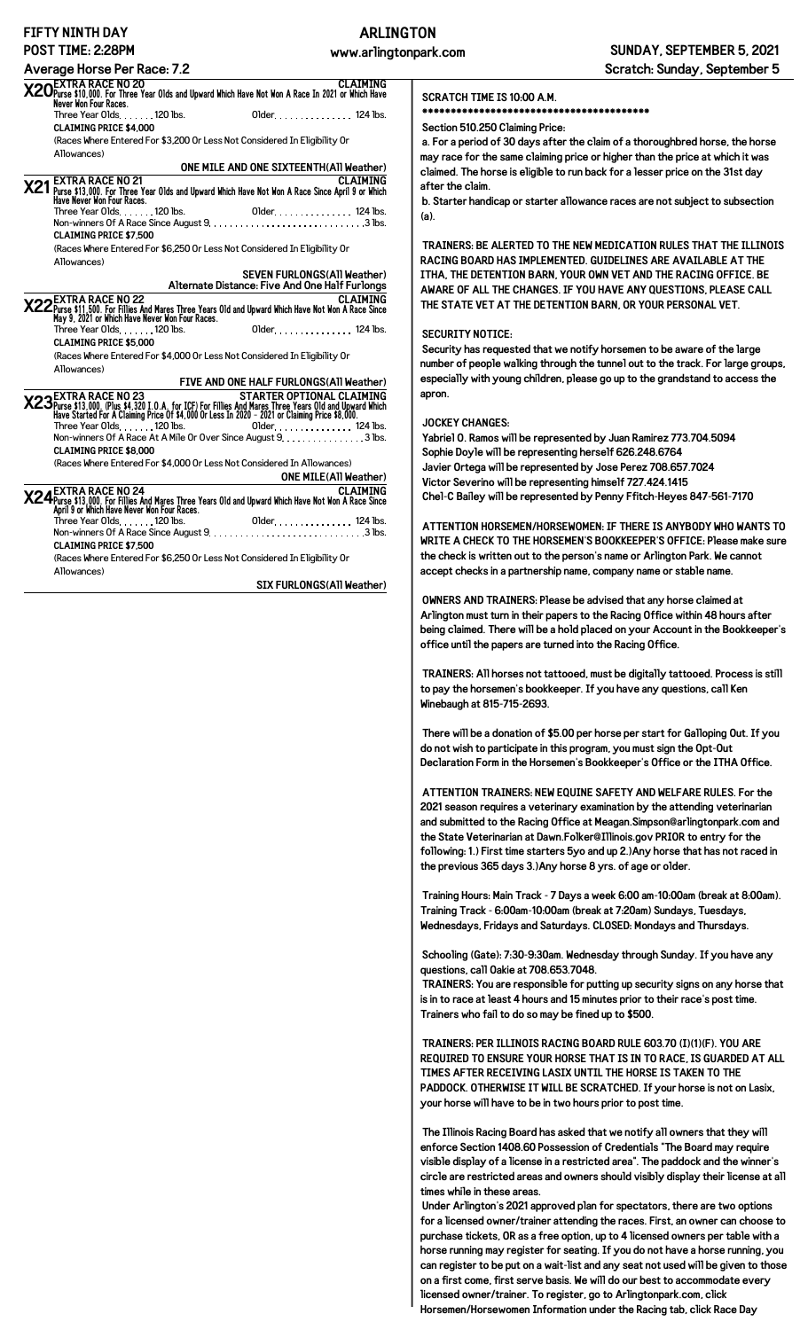**FIFTY NINTH DAY** **ARLINGTON** **SUNDAY, SEPTEMBER 5, 2021**

**POST TIME: 2:28PM** www.arlingtonpark.com **Scratch: Sunday, September 5**

**Average Horse Per Race: 7.2**

---

**X20 EXTRA RACE NO 20** — **CLAIMING**

Purse $10,000. For Three Year Olds and Upward Which Have Not Won A Race In 2021 or Which Have Never Won Four Races.

Three Year Olds. . . . . . . 120 lbs. Older. . . . . . . . . . . . . . . 124 lbs.

**CLAIMING PRICE $4,000**

(Races Where Entered For $3,200 Or Less Not Considered In Eligibility Or Allowances)

**ONE MILE AND ONE SIXTEENTH(All Weather)**

---

**X21 EXTRA RACE NO 21** — **CLAIMING**

Purse $13,000. For Three Year Olds and Upward Which Have Not Won A Race Since April 9 or Which Have Never Won Four Races.

Three Year Olds. . . . . . . 120 lbs. Older. . . . . . . . . . . . . . . 124 lbs.

Non-winners Of A Race Since August 9. . . . . . . . . . . . . . . . . . . . . . . . . . . . 3 lbs.

**CLAIMING PRICE $7,500**

(Races Where Entered For $6,250 Or Less Not Considered In Eligibility Or Allowances)

**SEVEN FURLONGS(All Weather)**

**Alternate Distance: Five And One Half Furlongs**

---

**X22 EXTRA RACE NO 22** — **CLAIMING**

Purse $11,500. For Fillies And Mares Three Years Old and Upward Which Have Not Won A Race Since May 9, 2021 or Which Have Never Won Four Races.

Three Year Olds. . . . . . . 120 lbs. Older. . . . . . . . . . . . . . . 124 lbs.

**CLAIMING PRICE $5,000**

(Races Where Entered For $4,000 Or Less Not Considered In Eligibility Or Allowances)

**FIVE AND ONE HALF FURLONGS(All Weather)**

---

**X23 EXTRA RACE NO 23** — **STARTER OPTIONAL CLAIMING**

Purse $13,000. (Plus $4,320 I.O.A. for ICF) For Fillies And Mares Three Years Old and Upward Which Have Started For A Claiming Price Of $4,000 Or Less In 2020 - 2021 or Claiming Price $8,000.

Three Year Olds. . . . . . . 120 lbs. Older. . . . . . . . . . . . . . . 124 lbs.

Non-winners Of A Race At A Mile Or Over Since August 9. . . . . . . . . . . . . . . . 3 lbs.

**CLAIMING PRICE $8,000**

(Races Where Entered For $4,000 Or Less Not Considered In Allowances)

**ONE MILE(All Weather)**

---

**X24 EXTRA RACE NO 24** — **CLAIMING**

Purse $13,000. For Fillies And Mares Three Years Old and Upward Which Have Not Won A Race Since April 9 or Which Have Never Won Four Races.

Three Year Olds. . . . . . . 120 lbs. Older. . . . . . . . . . . . . . . 124 lbs.

Non-winners Of A Race Since August 9. . . . . . . . . . . . . . . . . . . . . . . . . . . . 3 lbs.

**CLAIMING PRICE $7,500**

(Races Where Entered For $6,250 Or Less Not Considered In Eligibility Or Allowances)

**SIX FURLONGS(All Weather)**

---

**SCRATCH TIME IS 10:00 A.M.**

**\*\*\*\*\*\*\*\*\*\*\*\*\*\*\*\*\*\*\*\*\*\*\*\*\*\*\*\*\*\*\*\*\*\*\*\*\*\*\*\*\***

**Section 510.250 Claiming Price:**

a. For a period of 30 days after the claim of a thoroughbred horse, the horse may race for the same claiming price or higher than the price at which it was claimed. The horse is eligible to run back for a lesser price on the 31st day after the claim.

b. Starter handicap or starter allowance races are not subject to subsection (a).

**TRAINERS: BE ALERTED TO THE NEW MEDICATION RULES THAT THE ILLINOIS RACING BOARD HAS IMPLEMENTED. GUIDELINES ARE AVAILABLE AT THE ITHA, THE DETENTION BARN, YOUR OWN VET AND THE RACING OFFICE. BE AWARE OF ALL THE CHANGES. IF YOU HAVE ANY QUESTIONS, PLEASE CALL THE STATE VET AT THE DETENTION BARN, OR YOUR PERSONAL VET.**

**SECURITY NOTICE:**

Security has requested that we notify horsemen to be aware of the large number of people walking through the tunnel out to the track. For large groups, especially with young children, please go up to the grandstand to access the apron.

**JOCKEY CHANGES:**

Yabriel O. Ramos will be represented by Juan Ramirez 773.704.5094
Sophie Doyle will be representing herself 626.248.6764
Javier Ortega will be represented by Jose Perez 708.657.7024
Victor Severino will be representing himself 727.424.1415
Chel-C Bailey will be represented by Penny Ffitch-Heyes 847-561-7170

**ATTENTION HORSEMEN/HORSEWOMEN: IF THERE IS ANYBODY WHO WANTS TO WRITE A CHECK TO THE HORSEMEN'S BOOKKEEPER'S OFFICE:** Please make sure the check is written out to the person's name or Arlington Park. We cannot accept checks in a partnership name, company name or stable name.

**OWNERS AND TRAINERS:** Please be advised that any horse claimed at Arlington must turn in their papers to the Racing Office within 48 hours after being claimed. There will be a hold placed on your Account in the Bookkeeper's office until the papers are turned into the Racing Office.

**TRAINERS:** All horses not tattooed, must be digitally tattooed. Process is still to pay the horsemen's bookkeeper. If you have any questions, call Ken Winebaugh at 815-715-2693.

There will be a donation of $5.00 per horse per start for Galloping Out. If you do not wish to participate in this program, you must sign the Opt-Out Declaration Form in the Horsemen's Bookkeeper's Office or the ITHA Office.

**ATTENTION TRAINERS: NEW EQUINE SAFETY AND WELFARE RULES.** For the 2021 season requires a veterinary examination by the attending veterinarian and submitted to the Racing Office at Meagan.Simpson@arlingtonpark.com and the State Veterinarian at Dawn.Folker@Illinois.gov PRIOR to entry for the following: 1.) First time starters 5yo and up 2.)Any horse that has not raced in the previous 365 days 3.)Any horse 8 yrs. of age or older.

Training Hours: Main Track - 7 Days a week 6:00 am-10:00am (break at 8:00am). Training Track - 6:00am-10:00am (break at 7:20am) Sundays, Tuesdays, Wednesdays, Fridays and Saturdays. CLOSED: Mondays and Thursdays.

Schooling (Gate): 7:30-9:30am. Wednesday through Sunday. If you have any questions, call Oakie at 708.653.7048.

**TRAINERS:** You are responsible for putting up security signs on any horse that is in to race at least 4 hours and 15 minutes prior to their race's post time. Trainers who fail to do so may be fined up to $500.

**TRAINERS: PER ILLINOIS RACING BOARD RULE 603.70 (I)(1)(F). YOU ARE REQUIRED TO ENSURE YOUR HORSE THAT IS IN TO RACE, IS GUARDED AT ALL TIMES AFTER RECEIVING LASIX UNTIL THE HORSE IS TAKEN TO THE PADDOCK. OTHERWISE IT WILL BE SCRATCHED.** If your horse is not on Lasix, your horse will have to be in two hours prior to post time.

The Illinois Racing Board has asked that we notify all owners that they will enforce Section 1408.60 Possession of Credentials "The Board may require visible display of a license in a restricted area". The paddock and the winner's circle are restricted areas and owners should visibly display their license at all times while in these areas.

Under Arlington's 2021 approved plan for spectators, there are two options for a licensed owner/trainer attending the races. First, an owner can choose to purchase tickets, OR as a free option, up to 4 licensed owners per table with a horse running may register for seating. If you do not have a horse running, you can register to be put on a wait-list and any seat not used will be given to those on a first come, first serve basis. We will do our best to accommodate every licensed owner/trainer. To register, go to Arlingtonpark.com, click Horsemen/Horsewomen Information under the Racing tab, click Race Day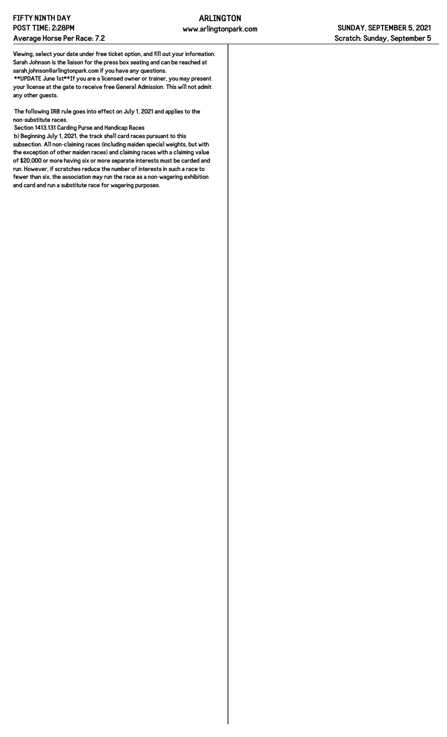Viewing, select your date under free ticket option, and fill out your information. Sarah Johnson is the liaison for the press box seating and can be reached at sarah.johnson@arlingtonpark.com if you have any questions.

**UPDATE June 1st**If you are a licensed owner or trainer, you may present your license at the gate to receive free General Admission. This will not admit any other guests.

The following IRB rule goes into effect on July 1, 2021 and applies to the non-substitute races.

Section 1413.131 Carding Purse and Handicap Races

b) Beginning July 1, 2021, the track shall card races pursuant to this subsection. All non-claiming races (including maiden special weights, but with the exception of other maiden races) and claiming races with a claiming value of $20,000 or more having six or more separate interests must be carded and run. However, if scratches reduce the number of interests in such a race to fewer than six, the association may run the race as a non-wagering exhibition and card and run a substitute race for wagering purposes.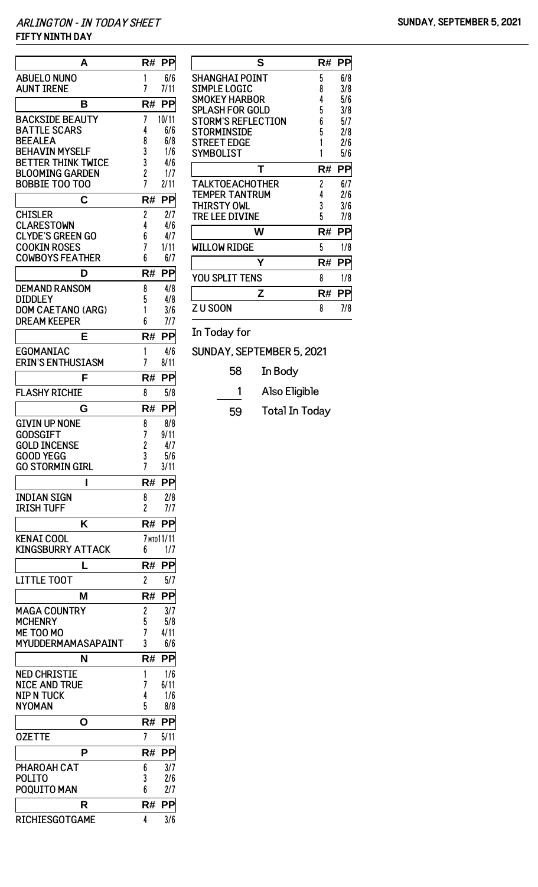ARLINGTON - IN TODAY SHEET
**FIFTY NINTH DAY**

**SUNDAY, SEPTEMBER 5, 2021**

| A | R# | PP |
|---|---|---|
| ABUELO NUNO | 1 | 6/6 |
| AUNT IRENE | 7 | 7/11 |
| **B** | **R#** | **PP** |
| BACKSIDE BEAUTY | 7 | 10/11 |
| BATTLE SCARS | 4 | 6/6 |
| BEEALEA | 8 | 6/8 |
| BEHAVIN MYSELF | 3 | 1/6 |
| BETTER THINK TWICE | 3 | 4/6 |
| BLOOMING GARDEN | 2 | 1/7 |
| BOBBIE TOO TOO | 7 | 2/11 |
| **C** | **R#** | **PP** |
| CHISLER | 2 | 2/7 |
| CLARESTOWN | 4 | 4/6 |
| CLYDE'S GREEN GO | 6 | 4/7 |
| COOKIN ROSES | 7 | 1/11 |
| COWBOYS FEATHER | 6 | 6/7 |
| **D** | **R#** | **PP** |
| DEMAND RANSOM | 8 | 4/8 |
| DIDDLEY | 5 | 4/8 |
| DOM CAETANO (ARG) | 1 | 3/6 |
| DREAM KEEPER | 6 | 7/7 |
| **E** | **R#** | **PP** |
| EGOMANIAC | 1 | 4/6 |
| ERIN'S ENTHUSIASM | 7 | 8/11 |
| **F** | **R#** | **PP** |
| FLASHY RICHIE | 8 | 5/8 |
| **G** | **R#** | **PP** |
| GIVIN UP NONE | 8 | 8/8 |
| GODSGIFT | 7 | 9/11 |
| GOLD INCENSE | 2 | 4/7 |
| GOOD YEGG | 3 | 5/6 |
| GO STORMIN GIRL | 7 | 3/11 |
| **I** | **R#** | **PP** |
| INDIAN SIGN | 8 | 2/8 |
| IRISH TUFF | 2 | 7/7 |
| **K** | **R#** | **PP** |
| KENAI COOL | 7 MTO | 11/11 |
| KINGSBURRY ATTACK | 6 | 1/7 |
| **L** | **R#** | **PP** |
| LITTLE TOOT | 2 | 5/7 |
| **M** | **R#** | **PP** |
| MAGA COUNTRY | 2 | 3/7 |
| MCHENRY | 5 | 5/8 |
| ME TOO MO | 7 | 4/11 |
| MYUDDERMAMASAPAINT | 3 | 6/6 |
| **N** | **R#** | **PP** |
| NED CHRISTIE | 1 | 1/6 |
| NICE AND TRUE | 7 | 6/11 |
| NIP N TUCK | 4 | 1/6 |
| NYOMAN | 5 | 8/8 |
| **O** | **R#** | **PP** |
| OZETTE | 7 | 5/11 |
| **P** | **R#** | **PP** |
| PHAROAH CAT | 6 | 3/7 |
| POLITO | 3 | 2/6 |
| POQUITO MAN | 6 | 2/7 |
| **R** | **R#** | **PP** |
| RICHIESGOTGAME | 4 | 3/6 |
| **S** | **R#** | **PP** |
| SHANGHAI POINT | 5 | 6/8 |
| SIMPLE LOGIC | 8 | 3/8 |
| SMOKEY HARBOR | 4 | 5/6 |
| SPLASH FOR GOLD | 5 | 3/8 |
| STORM'S REFLECTION | 6 | 5/7 |
| STORMINSIDE | 5 | 2/8 |
| STREET EDGE | 1 | 2/6 |
| SYMBOLIST | 1 | 5/6 |
| **T** | **R#** | **PP** |
| TALKTOEACHOTHER | 2 | 6/7 |
| TEMPER TANTRUM | 4 | 2/6 |
| THIRSTY OWL | 3 | 3/6 |
| TRE LEE DIVINE | 5 | 7/8 |
| **W** | **R#** | **PP** |
| WILLOW RIDGE | 5 | 1/8 |
| **Y** | **R#** | **PP** |
| YOU SPLIT TENS | 8 | 1/8 |
| **Z** | **R#** | **PP** |
| Z U SOON | 8 | 7/8 |

In Today for

SUNDAY, SEPTEMBER 5, 2021

| | |
|---|---|
| 58 | In Body |
| 1 | Also Eligible |
| 59 | Total In Today |